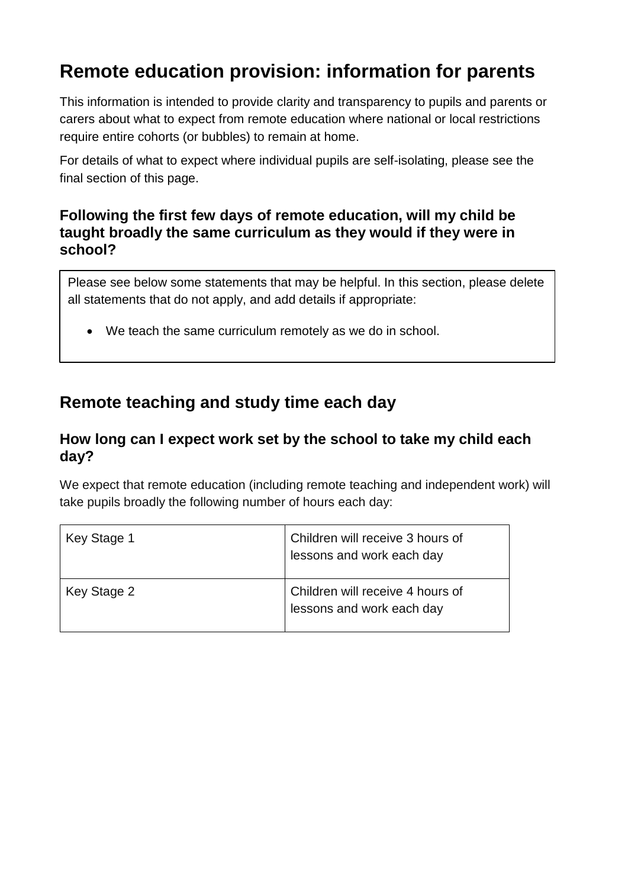# Remote education provision: information for parents

This information is intended to provide clarity and transparency to pupils and parents or carers about what to expect from remote education where national or local restrictions require entire cohorts (or bubbles) to remain at home.

For details of what to expect where individual pupils are self-isolating, please see the final section of this page.

### Following the first few days of remote education, will my child be taught broadly the same curriculum as they would if they were in school?

Please see below some statements that may be helpful. In this section, please delete all statements that do not apply, and add details if appropriate:

- We teach the same curriculum remotely as we do in school.

## Remote teaching and study time each day

### How long can I expect work set by the school to take my child each day?

We expect that remote education (including remote teaching and independent work) will take pupils broadly the following number of hours each day:

| | |
|---|---|
| Key Stage 1 | Children will receive 3 hours of lessons and work each day |
| Key Stage 2 | Children will receive 4 hours of lessons and work each day |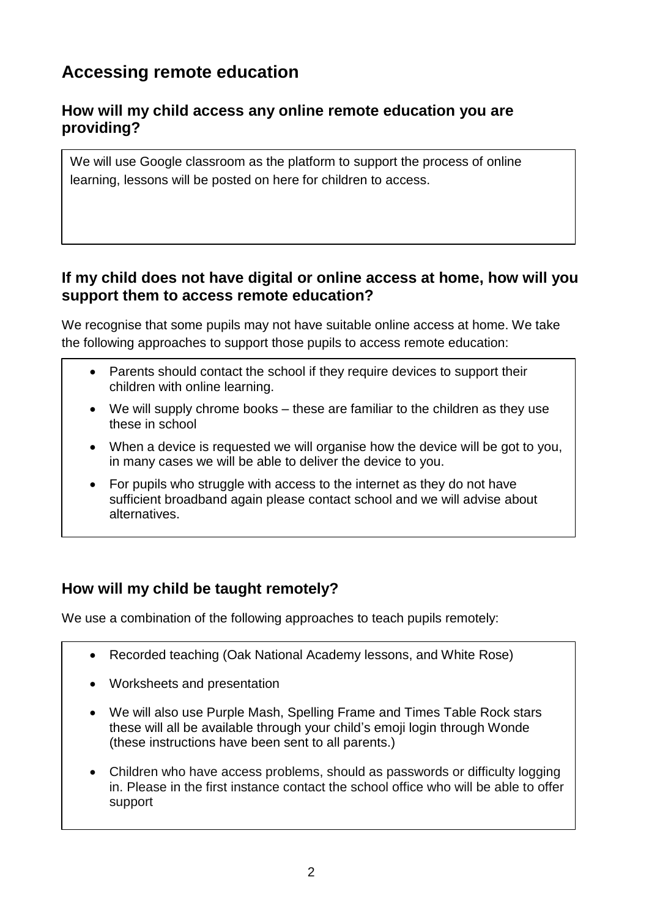# Accessing remote education

## How will my child access any online remote education you are providing?

We will use Google classroom as the platform to support the process of online learning, lessons will be posted on here for children to access.

## If my child does not have digital or online access at home, how will you support them to access remote education?

We recognise that some pupils may not have suitable online access at home. We take the following approaches to support those pupils to access remote education:

- Parents should contact the school if they require devices to support their children with online learning.
- We will supply chrome books – these are familiar to the children as they use these in school
- When a device is requested we will organise how the device will be got to you, in many cases we will be able to deliver the device to you.
- For pupils who struggle with access to the internet as they do not have sufficient broadband again please contact school and we will advise about alternatives.

## How will my child be taught remotely?

We use a combination of the following approaches to teach pupils remotely:

- Recorded teaching (Oak National Academy lessons, and White Rose)
- Worksheets and presentation
- We will also use Purple Mash, Spelling Frame and Times Table Rock stars these will all be available through your child's emoji login through Wonde (these instructions have been sent to all parents.)
- Children who have access problems, should as passwords or difficulty logging in. Please in the first instance contact the school office who will be able to offer support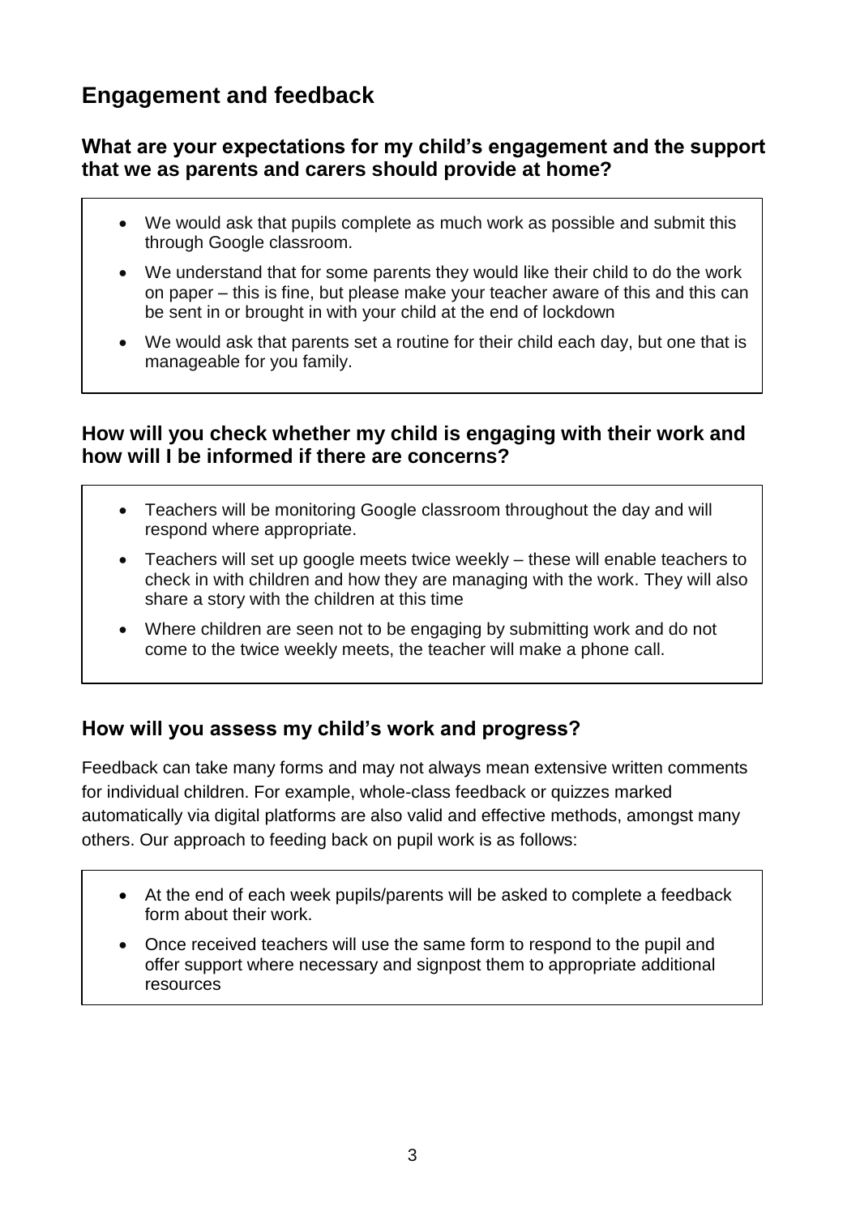## Engagement and feedback

### What are your expectations for my child's engagement and the support that we as parents and carers should provide at home?

- We would ask that pupils complete as much work as possible and submit this through Google classroom.
- We understand that for some parents they would like their child to do the work on paper – this is fine, but please make your teacher aware of this and this can be sent in or brought in with your child at the end of lockdown
- We would ask that parents set a routine for their child each day, but one that is manageable for you family.

### How will you check whether my child is engaging with their work and how will I be informed if there are concerns?

- Teachers will be monitoring Google classroom throughout the day and will respond where appropriate.
- Teachers will set up google meets twice weekly – these will enable teachers to check in with children and how they are managing with the work. They will also share a story with the children at this time
- Where children are seen not to be engaging by submitting work and do not come to the twice weekly meets, the teacher will make a phone call.

### How will you assess my child's work and progress?

Feedback can take many forms and may not always mean extensive written comments for individual children. For example, whole-class feedback or quizzes marked automatically via digital platforms are also valid and effective methods, amongst many others. Our approach to feeding back on pupil work is as follows:

- At the end of each week pupils/parents will be asked to complete a feedback form about their work.
- Once received teachers will use the same form to respond to the pupil and offer support where necessary and signpost them to appropriate additional resources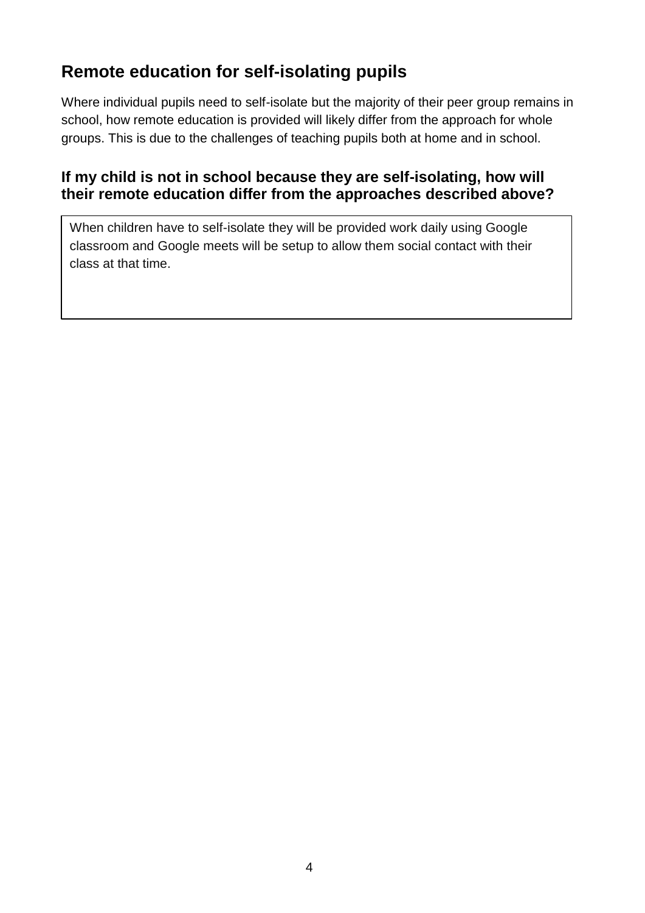## Remote education for self-isolating pupils

Where individual pupils need to self-isolate but the majority of their peer group remains in school, how remote education is provided will likely differ from the approach for whole groups. This is due to the challenges of teaching pupils both at home and in school.

### If my child is not in school because they are self-isolating, how will their remote education differ from the approaches described above?

When children have to self-isolate they will be provided work daily using Google classroom and Google meets will be setup to allow them social contact with their class at that time.